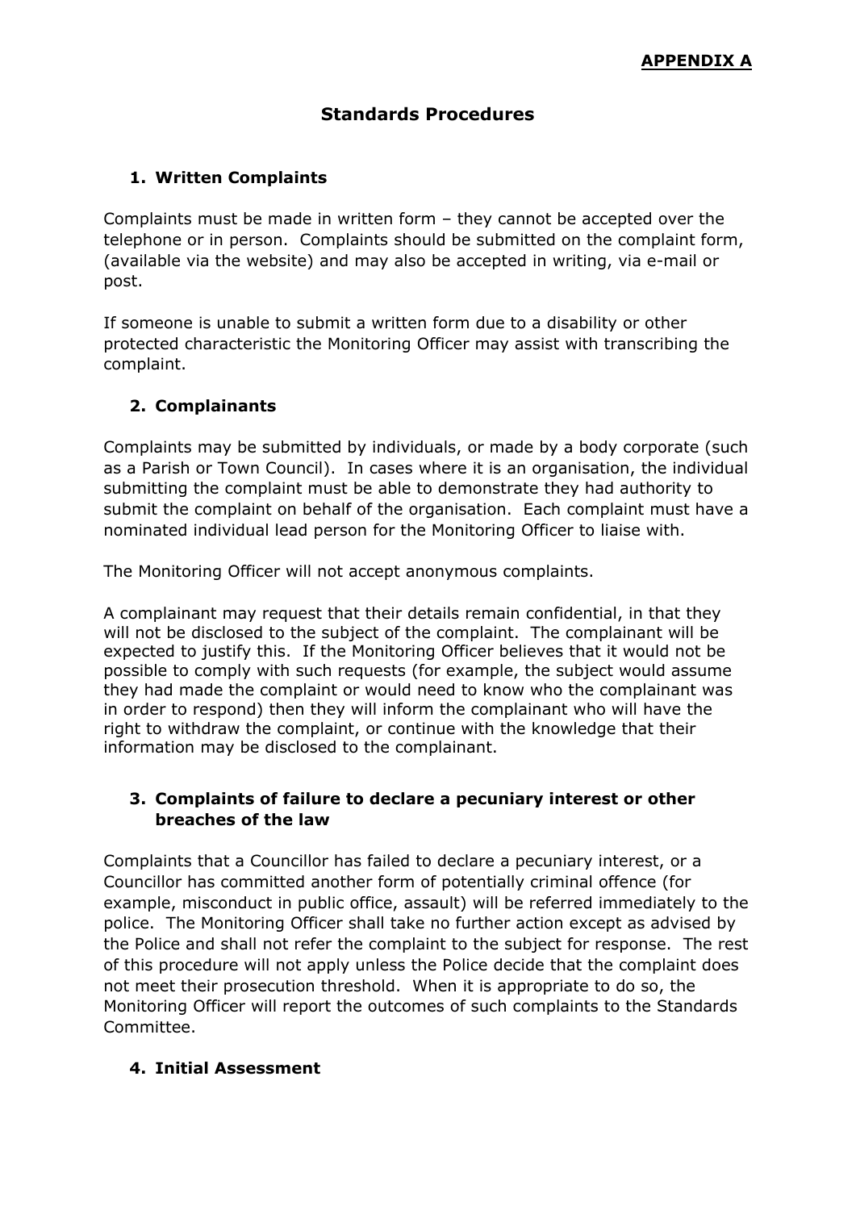**APPENDIX A**

# Standards Procedures

## 1. Written Complaints

Complaints must be made in written form – they cannot be accepted over the telephone or in person. Complaints should be submitted on the complaint form, (available via the website) and may also be accepted in writing, via e-mail or post.

If someone is unable to submit a written form due to a disability or other protected characteristic the Monitoring Officer may assist with transcribing the complaint.

## 2. Complainants

Complaints may be submitted by individuals, or made by a body corporate (such as a Parish or Town Council). In cases where it is an organisation, the individual submitting the complaint must be able to demonstrate they had authority to submit the complaint on behalf of the organisation. Each complaint must have a nominated individual lead person for the Monitoring Officer to liaise with.

The Monitoring Officer will not accept anonymous complaints.

A complainant may request that their details remain confidential, in that they will not be disclosed to the subject of the complaint. The complainant will be expected to justify this. If the Monitoring Officer believes that it would not be possible to comply with such requests (for example, the subject would assume they had made the complaint or would need to know who the complainant was in order to respond) then they will inform the complainant who will have the right to withdraw the complaint, or continue with the knowledge that their information may be disclosed to the complainant.

## 3. Complaints of failure to declare a pecuniary interest or other breaches of the law

Complaints that a Councillor has failed to declare a pecuniary interest, or a Councillor has committed another form of potentially criminal offence (for example, misconduct in public office, assault) will be referred immediately to the police. The Monitoring Officer shall take no further action except as advised by the Police and shall not refer the complaint to the subject for response. The rest of this procedure will not apply unless the Police decide that the complaint does not meet their prosecution threshold. When it is appropriate to do so, the Monitoring Officer will report the outcomes of such complaints to the Standards Committee.

## 4. Initial Assessment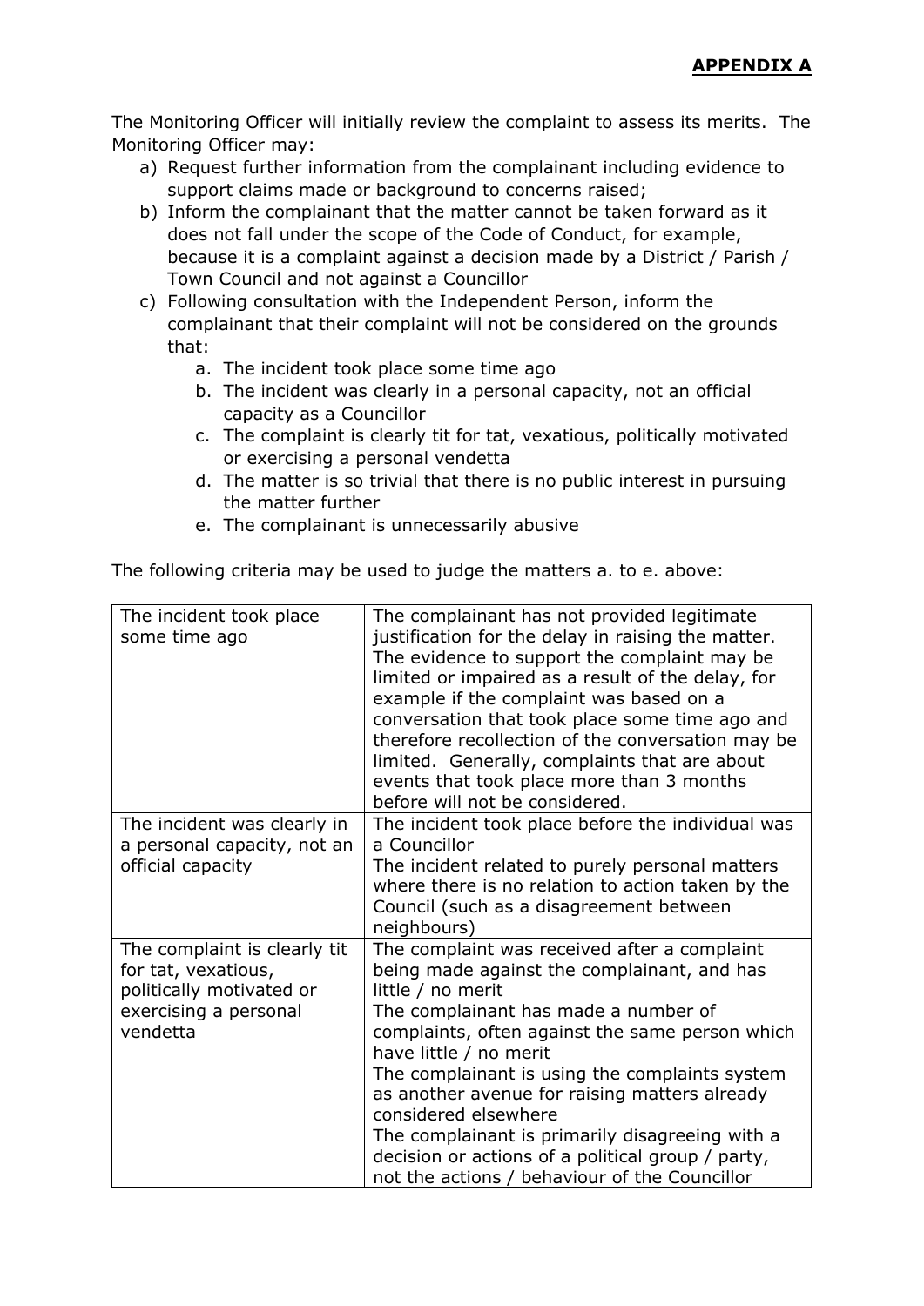**APPENDIX A**

The Monitoring Officer will initially review the complaint to assess its merits. The Monitoring Officer may:

a) Request further information from the complainant including evidence to support claims made or background to concerns raised;
b) Inform the complainant that the matter cannot be taken forward as it does not fall under the scope of the Code of Conduct, for example, because it is a complaint against a decision made by a District / Parish / Town Council and not against a Councillor
c) Following consultation with the Independent Person, inform the complainant that their complaint will not be considered on the grounds that:
    a. The incident took place some time ago
    b. The incident was clearly in a personal capacity, not an official capacity as a Councillor
    c. The complaint is clearly tit for tat, vexatious, politically motivated or exercising a personal vendetta
    d. The matter is so trivial that there is no public interest in pursuing the matter further
    e. The complainant is unnecessarily abusive

The following criteria may be used to judge the matters a. to e. above:

| | |
|---|---|
| The incident took place some time ago | The complainant has not provided legitimate justification for the delay in raising the matter. The evidence to support the complaint may be limited or impaired as a result of the delay, for example if the complaint was based on a conversation that took place some time ago and therefore recollection of the conversation may be limited. Generally, complaints that are about events that took place more than 3 months before will not be considered. |
| The incident was clearly in a personal capacity, not an official capacity | The incident took place before the individual was a Councillor<br>The incident related to purely personal matters where there is no relation to action taken by the Council (such as a disagreement between neighbours) |
| The complaint is clearly tit for tat, vexatious, politically motivated or exercising a personal vendetta | The complaint was received after a complaint being made against the complainant, and has little / no merit<br>The complainant has made a number of complaints, often against the same person which have little / no merit<br>The complainant is using the complaints system as another avenue for raising matters already considered elsewhere<br>The complainant is primarily disagreeing with a decision or actions of a political group / party, not the actions / behaviour of the Councillor |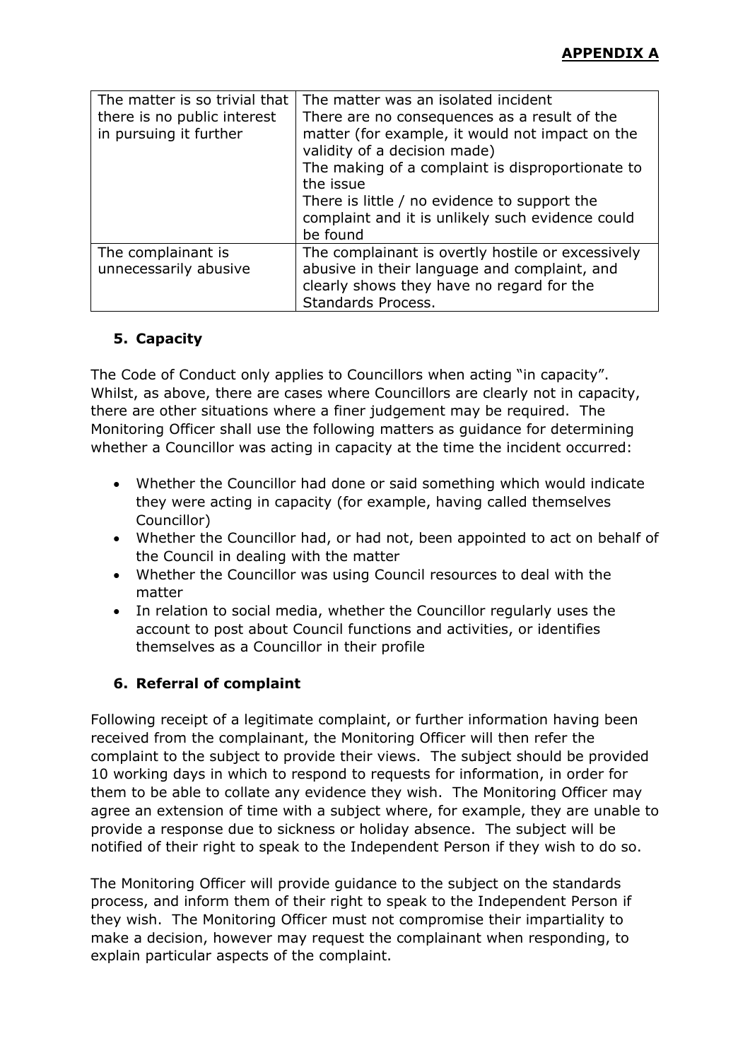**APPENDIX A**

| | |
|---|---|
| The matter is so trivial that there is no public interest in pursuing it further | The matter was an isolated incident<br>There are no consequences as a result of the matter (for example, it would not impact on the validity of a decision made)<br>The making of a complaint is disproportionate to the issue<br>There is little / no evidence to support the complaint and it is unlikely such evidence could be found |
| The complainant is unnecessarily abusive | The complainant is overtly hostile or excessively abusive in their language and complaint, and clearly shows they have no regard for the Standards Process. |

### 5. Capacity

The Code of Conduct only applies to Councillors when acting "in capacity". Whilst, as above, there are cases where Councillors are clearly not in capacity, there are other situations where a finer judgement may be required. The Monitoring Officer shall use the following matters as guidance for determining whether a Councillor was acting in capacity at the time the incident occurred:

- Whether the Councillor had done or said something which would indicate they were acting in capacity (for example, having called themselves Councillor)
- Whether the Councillor had, or had not, been appointed to act on behalf of the Council in dealing with the matter
- Whether the Councillor was using Council resources to deal with the matter
- In relation to social media, whether the Councillor regularly uses the account to post about Council functions and activities, or identifies themselves as a Councillor in their profile

### 6. Referral of complaint

Following receipt of a legitimate complaint, or further information having been received from the complainant, the Monitoring Officer will then refer the complaint to the subject to provide their views. The subject should be provided 10 working days in which to respond to requests for information, in order for them to be able to collate any evidence they wish. The Monitoring Officer may agree an extension of time with a subject where, for example, they are unable to provide a response due to sickness or holiday absence. The subject will be notified of their right to speak to the Independent Person if they wish to do so.

The Monitoring Officer will provide guidance to the subject on the standards process, and inform them of their right to speak to the Independent Person if they wish. The Monitoring Officer must not compromise their impartiality to make a decision, however may request the complainant when responding, to explain particular aspects of the complaint.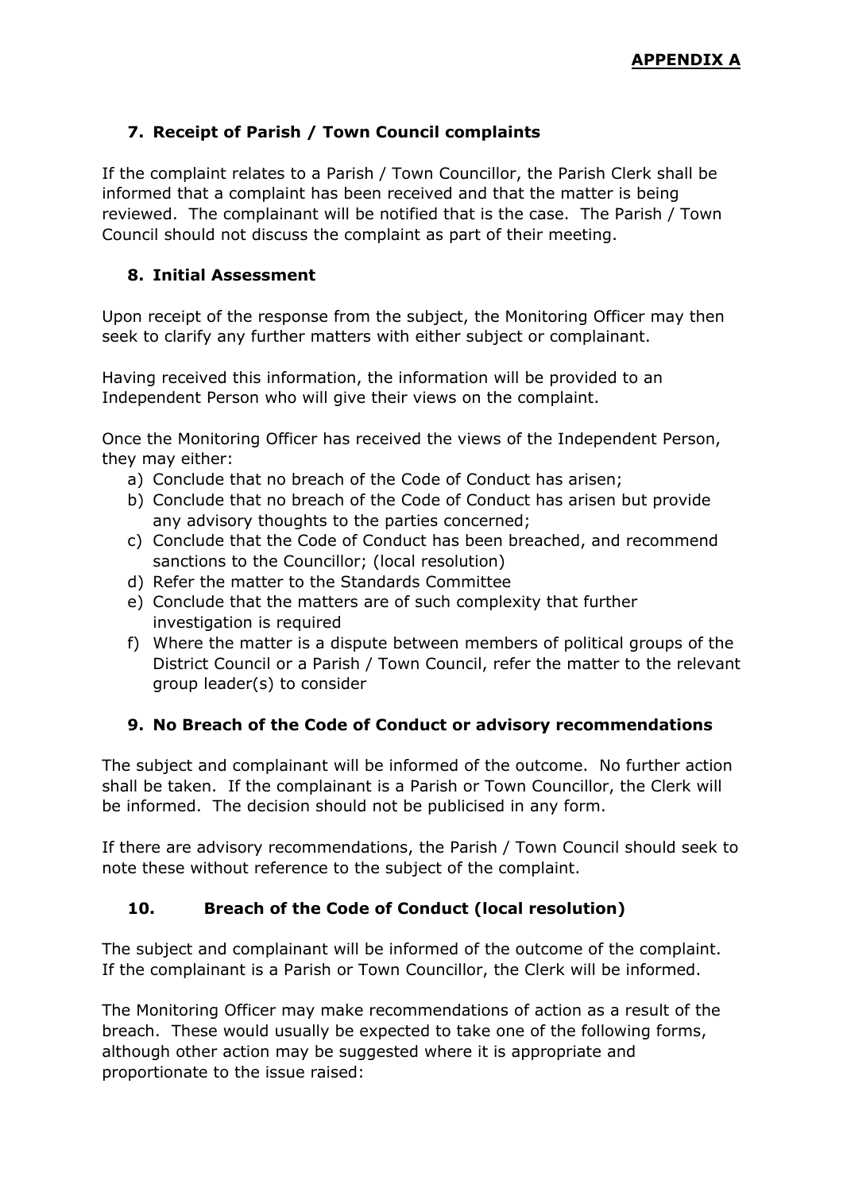**APPENDIX A**

## 7. Receipt of Parish / Town Council complaints

If the complaint relates to a Parish / Town Councillor, the Parish Clerk shall be informed that a complaint has been received and that the matter is being reviewed. The complainant will be notified that is the case. The Parish / Town Council should not discuss the complaint as part of their meeting.

## 8. Initial Assessment

Upon receipt of the response from the subject, the Monitoring Officer may then seek to clarify any further matters with either subject or complainant.

Having received this information, the information will be provided to an Independent Person who will give their views on the complaint.

Once the Monitoring Officer has received the views of the Independent Person, they may either:

a) Conclude that no breach of the Code of Conduct has arisen;
b) Conclude that no breach of the Code of Conduct has arisen but provide any advisory thoughts to the parties concerned;
c) Conclude that the Code of Conduct has been breached, and recommend sanctions to the Councillor; (local resolution)
d) Refer the matter to the Standards Committee
e) Conclude that the matters are of such complexity that further investigation is required
f) Where the matter is a dispute between members of political groups of the District Council or a Parish / Town Council, refer the matter to the relevant group leader(s) to consider

## 9. No Breach of the Code of Conduct or advisory recommendations

The subject and complainant will be informed of the outcome. No further action shall be taken. If the complainant is a Parish or Town Councillor, the Clerk will be informed. The decision should not be publicised in any form.

If there are advisory recommendations, the Parish / Town Council should seek to note these without reference to the subject of the complaint.

## 10. Breach of the Code of Conduct (local resolution)

The subject and complainant will be informed of the outcome of the complaint. If the complainant is a Parish or Town Councillor, the Clerk will be informed.

The Monitoring Officer may make recommendations of action as a result of the breach. These would usually be expected to take one of the following forms, although other action may be suggested where it is appropriate and proportionate to the issue raised: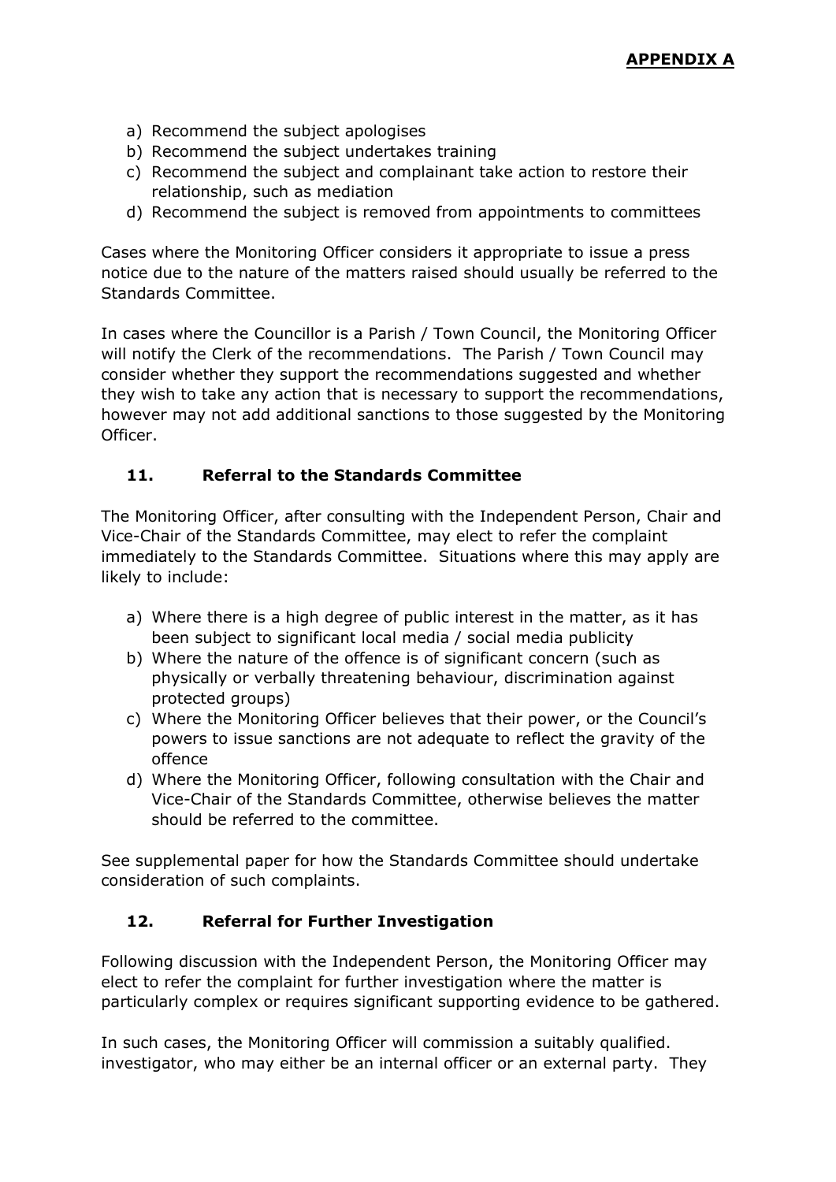**APPENDIX A**

a) Recommend the subject apologises
b) Recommend the subject undertakes training
c) Recommend the subject and complainant take action to restore their relationship, such as mediation
d) Recommend the subject is removed from appointments to committees

Cases where the Monitoring Officer considers it appropriate to issue a press notice due to the nature of the matters raised should usually be referred to the Standards Committee.

In cases where the Councillor is a Parish / Town Council, the Monitoring Officer will notify the Clerk of the recommendations. The Parish / Town Council may consider whether they support the recommendations suggested and whether they wish to take any action that is necessary to support the recommendations, however may not add additional sanctions to those suggested by the Monitoring Officer.

### 11. Referral to the Standards Committee

The Monitoring Officer, after consulting with the Independent Person, Chair and Vice-Chair of the Standards Committee, may elect to refer the complaint immediately to the Standards Committee. Situations where this may apply are likely to include:

a) Where there is a high degree of public interest in the matter, as it has been subject to significant local media / social media publicity
b) Where the nature of the offence is of significant concern (such as physically or verbally threatening behaviour, discrimination against protected groups)
c) Where the Monitoring Officer believes that their power, or the Council's powers to issue sanctions are not adequate to reflect the gravity of the offence
d) Where the Monitoring Officer, following consultation with the Chair and Vice-Chair of the Standards Committee, otherwise believes the matter should be referred to the committee.

See supplemental paper for how the Standards Committee should undertake consideration of such complaints.

### 12. Referral for Further Investigation

Following discussion with the Independent Person, the Monitoring Officer may elect to refer the complaint for further investigation where the matter is particularly complex or requires significant supporting evidence to be gathered.

In such cases, the Monitoring Officer will commission a suitably qualified. investigator, who may either be an internal officer or an external party. They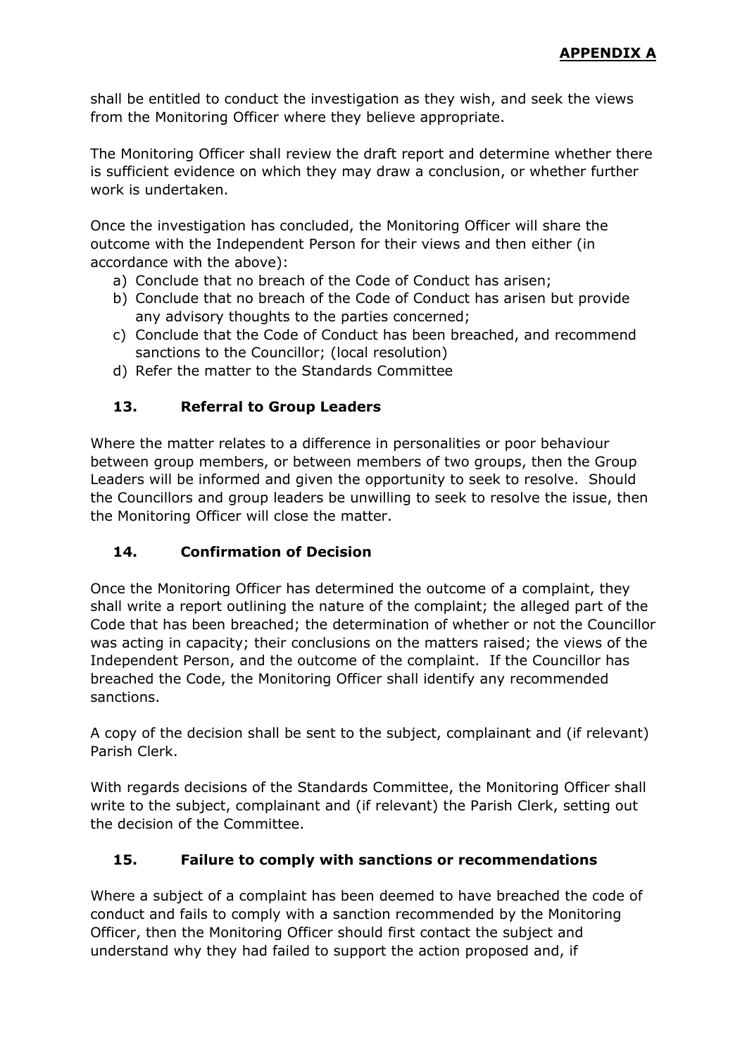shall be entitled to conduct the investigation as they wish, and seek the views from the Monitoring Officer where they believe appropriate.

The Monitoring Officer shall review the draft report and determine whether there is sufficient evidence on which they may draw a conclusion, or whether further work is undertaken.

Once the investigation has concluded, the Monitoring Officer will share the outcome with the Independent Person for their views and then either (in accordance with the above):

a) Conclude that no breach of the Code of Conduct has arisen;
b) Conclude that no breach of the Code of Conduct has arisen but provide any advisory thoughts to the parties concerned;
c) Conclude that the Code of Conduct has been breached, and recommend sanctions to the Councillor; (local resolution)
d) Refer the matter to the Standards Committee

## 13. Referral to Group Leaders

Where the matter relates to a difference in personalities or poor behaviour between group members, or between members of two groups, then the Group Leaders will be informed and given the opportunity to seek to resolve. Should the Councillors and group leaders be unwilling to seek to resolve the issue, then the Monitoring Officer will close the matter.

## 14. Confirmation of Decision

Once the Monitoring Officer has determined the outcome of a complaint, they shall write a report outlining the nature of the complaint; the alleged part of the Code that has been breached; the determination of whether or not the Councillor was acting in capacity; their conclusions on the matters raised; the views of the Independent Person, and the outcome of the complaint. If the Councillor has breached the Code, the Monitoring Officer shall identify any recommended sanctions.

A copy of the decision shall be sent to the subject, complainant and (if relevant) Parish Clerk.

With regards decisions of the Standards Committee, the Monitoring Officer shall write to the subject, complainant and (if relevant) the Parish Clerk, setting out the decision of the Committee.

## 15. Failure to comply with sanctions or recommendations

Where a subject of a complaint has been deemed to have breached the code of conduct and fails to comply with a sanction recommended by the Monitoring Officer, then the Monitoring Officer should first contact the subject and understand why they had failed to support the action proposed and, if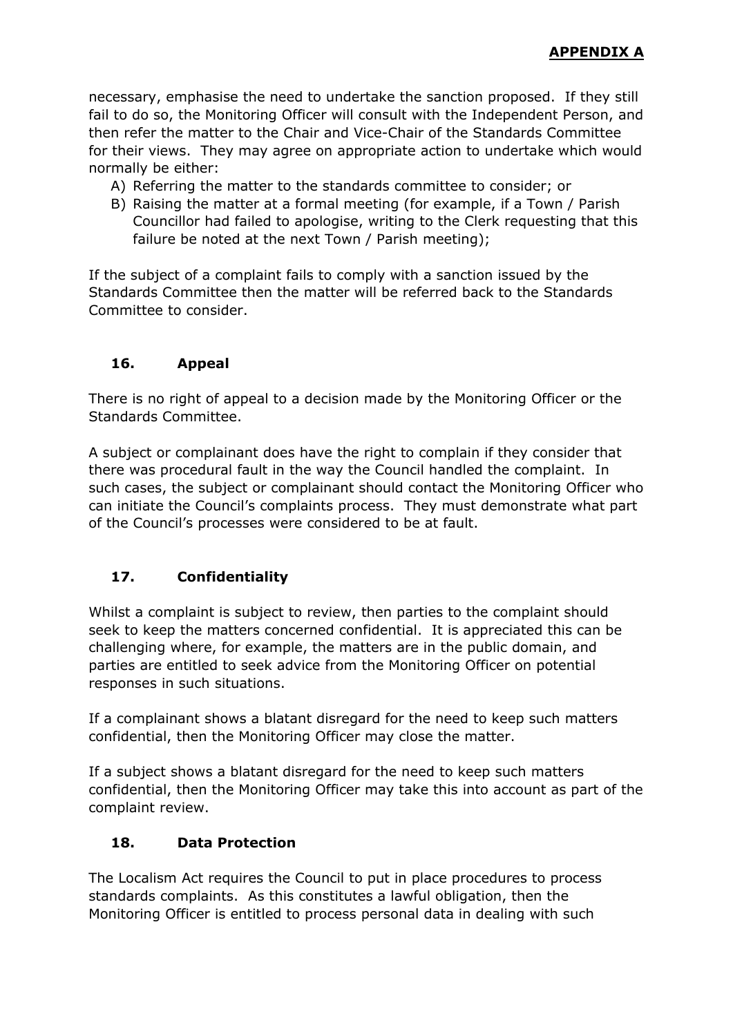necessary, emphasise the need to undertake the sanction proposed. If they still fail to do so, the Monitoring Officer will consult with the Independent Person, and then refer the matter to the Chair and Vice-Chair of the Standards Committee for their views. They may agree on appropriate action to undertake which would normally be either:

A) Referring the matter to the standards committee to consider; or
B) Raising the matter at a formal meeting (for example, if a Town / Parish Councillor had failed to apologise, writing to the Clerk requesting that this failure be noted at the next Town / Parish meeting);

If the subject of a complaint fails to comply with a sanction issued by the Standards Committee then the matter will be referred back to the Standards Committee to consider.

## 16. Appeal

There is no right of appeal to a decision made by the Monitoring Officer or the Standards Committee.

A subject or complainant does have the right to complain if they consider that there was procedural fault in the way the Council handled the complaint. In such cases, the subject or complainant should contact the Monitoring Officer who can initiate the Council's complaints process. They must demonstrate what part of the Council's processes were considered to be at fault.

## 17. Confidentiality

Whilst a complaint is subject to review, then parties to the complaint should seek to keep the matters concerned confidential. It is appreciated this can be challenging where, for example, the matters are in the public domain, and parties are entitled to seek advice from the Monitoring Officer on potential responses in such situations.

If a complainant shows a blatant disregard for the need to keep such matters confidential, then the Monitoring Officer may close the matter.

If a subject shows a blatant disregard for the need to keep such matters confidential, then the Monitoring Officer may take this into account as part of the complaint review.

## 18. Data Protection

The Localism Act requires the Council to put in place procedures to process standards complaints. As this constitutes a lawful obligation, then the Monitoring Officer is entitled to process personal data in dealing with such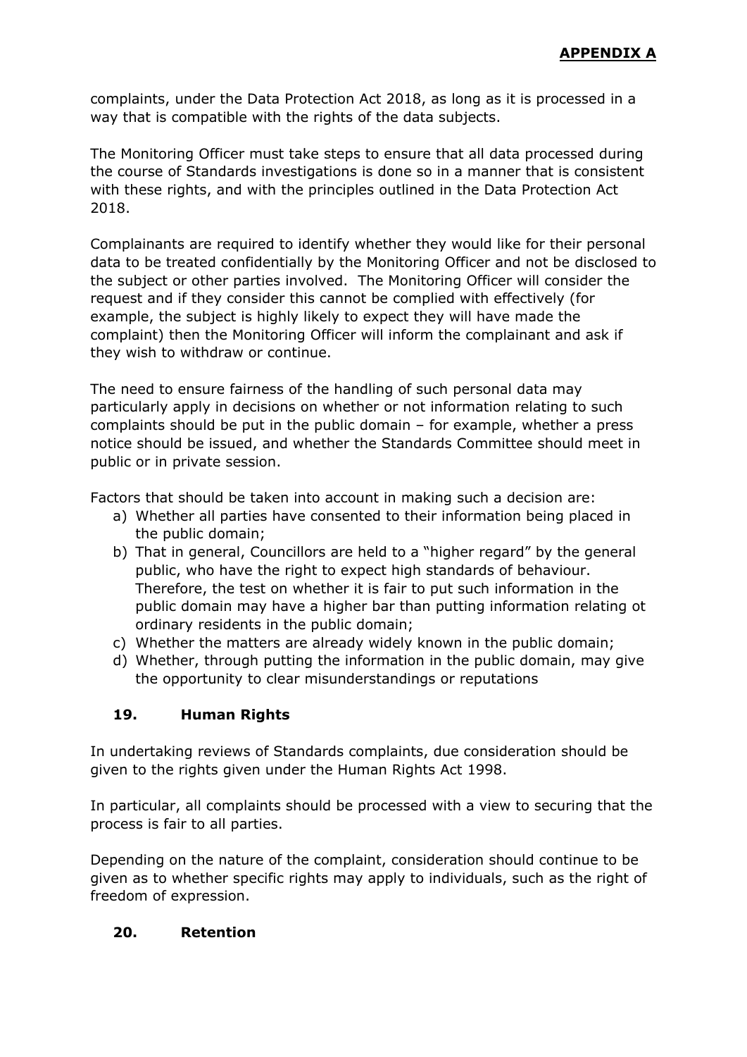complaints, under the Data Protection Act 2018, as long as it is processed in a way that is compatible with the rights of the data subjects.

The Monitoring Officer must take steps to ensure that all data processed during the course of Standards investigations is done so in a manner that is consistent with these rights, and with the principles outlined in the Data Protection Act 2018.

Complainants are required to identify whether they would like for their personal data to be treated confidentially by the Monitoring Officer and not be disclosed to the subject or other parties involved. The Monitoring Officer will consider the request and if they consider this cannot be complied with effectively (for example, the subject is highly likely to expect they will have made the complaint) then the Monitoring Officer will inform the complainant and ask if they wish to withdraw or continue.

The need to ensure fairness of the handling of such personal data may particularly apply in decisions on whether or not information relating to such complaints should be put in the public domain – for example, whether a press notice should be issued, and whether the Standards Committee should meet in public or in private session.

Factors that should be taken into account in making such a decision are:

a) Whether all parties have consented to their information being placed in the public domain;
b) That in general, Councillors are held to a "higher regard" by the general public, who have the right to expect high standards of behaviour. Therefore, the test on whether it is fair to put such information in the public domain may have a higher bar than putting information relating ot ordinary residents in the public domain;
c) Whether the matters are already widely known in the public domain;
d) Whether, through putting the information in the public domain, may give the opportunity to clear misunderstandings or reputations

## 19. Human Rights

In undertaking reviews of Standards complaints, due consideration should be given to the rights given under the Human Rights Act 1998.

In particular, all complaints should be processed with a view to securing that the process is fair to all parties.

Depending on the nature of the complaint, consideration should continue to be given as to whether specific rights may apply to individuals, such as the right of freedom of expression.

## 20. Retention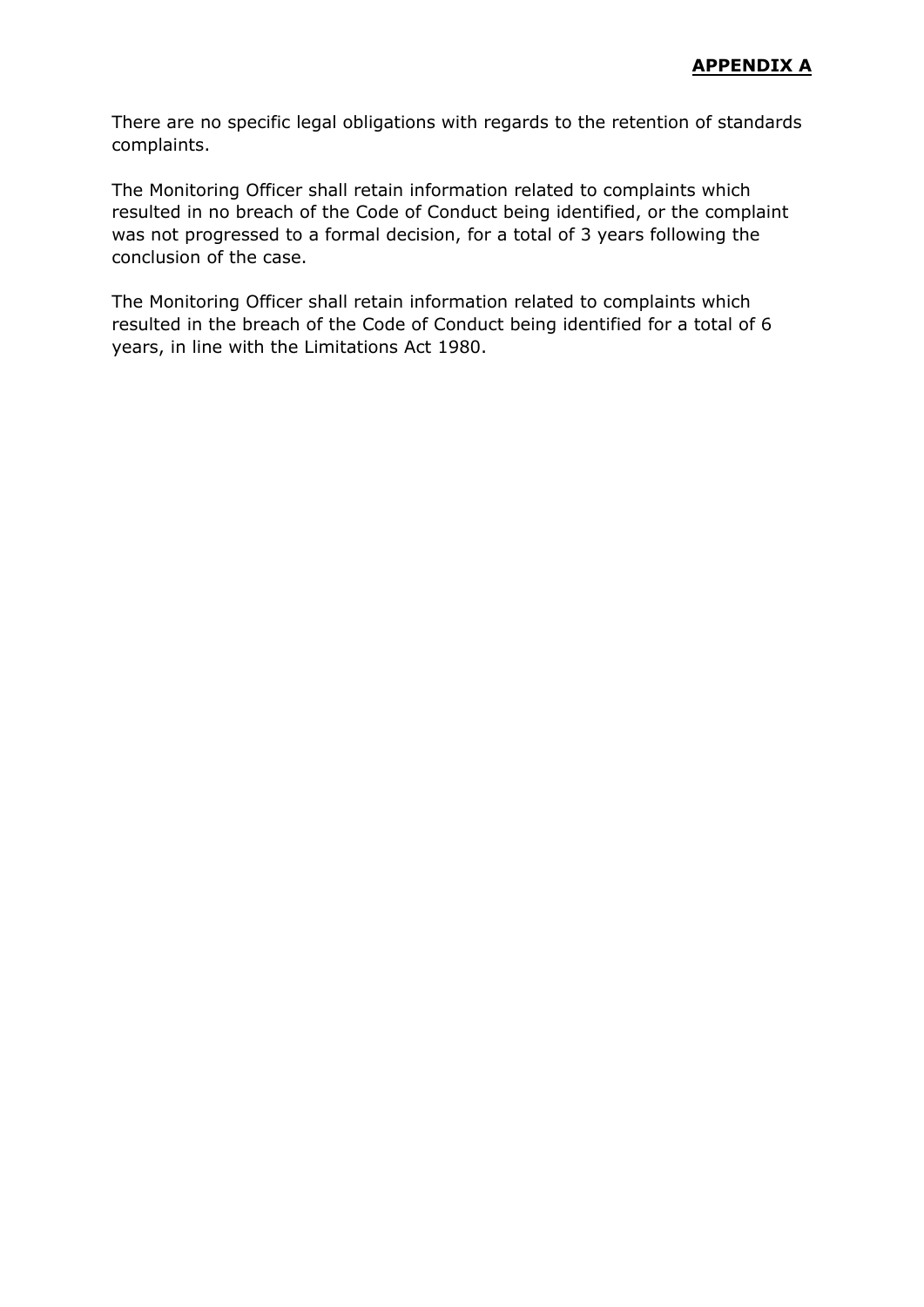**APPENDIX A**

There are no specific legal obligations with regards to the retention of standards complaints.

The Monitoring Officer shall retain information related to complaints which resulted in no breach of the Code of Conduct being identified, or the complaint was not progressed to a formal decision, for a total of 3 years following the conclusion of the case.

The Monitoring Officer shall retain information related to complaints which resulted in the breach of the Code of Conduct being identified for a total of 6 years, in line with the Limitations Act 1980.